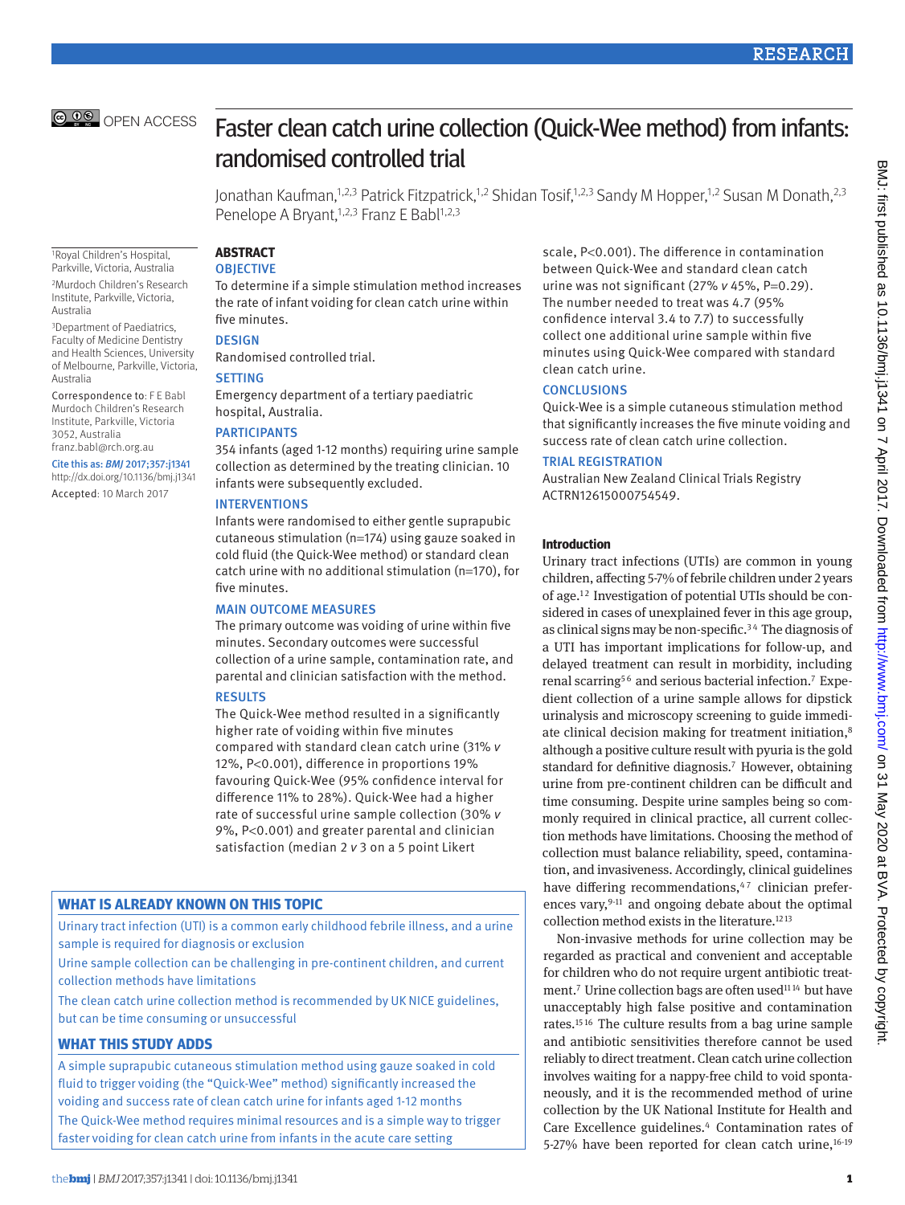# Faster clean catch urine collection (Quick-Wee method) from infants: randomised controlled trial

Jonathan Kaufman,[1,2,3] Patrick Fitzpatrick,[1,2] Shidan Tosif,[1,2,3] Sandy M Hopper,[1,2] Susan M Donath,[2,3] Penelope A Bryant,[1,2,3] Franz E Babl[1,2,3]

[1]Royal Children's Hospital, Parkville, Victoria, Australia

[2]Murdoch Children's Research Institute, Parkville, Victoria, Australia

[3]Department of Paediatrics, Faculty of Medicine Dentistry and Health Sciences, University of Melbourne, Parkville, Victoria, Australia

Correspondence to: F E Babl Murdoch Children's Research Institute, Parkville, Victoria 3052, Australia franz.babl@rch.org.au

Cite this as: *BMJ* 2017;357:j1341 http://dx.doi.org/10.1136/bmj.j1341

Accepted: 10 March 2017

## ABSTRACT

### OBJECTIVE

To determine if a simple stimulation method increases the rate of infant voiding for clean catch urine within five minutes.

### DESIGN

Randomised controlled trial.

### SETTING

Emergency department of a tertiary paediatric hospital, Australia.

### PARTICIPANTS

354 infants (aged 1-12 months) requiring urine sample collection as determined by the treating clinician. 10 infants were subsequently excluded.

### INTERVENTIONS

Infants were randomised to either gentle suprapubic cutaneous stimulation (n=174) using gauze soaked in cold fluid (the Quick-Wee method) or standard clean catch urine with no additional stimulation (n=170), for five minutes.

### MAIN OUTCOME MEASURES

The primary outcome was voiding of urine within five minutes. Secondary outcomes were successful collection of a urine sample, contamination rate, and parental and clinician satisfaction with the method.

### RESULTS

The Quick-Wee method resulted in a significantly higher rate of voiding within five minutes compared with standard clean catch urine (31% *v* 12%, P<0.001), difference in proportions 19% favouring Quick-Wee (95% confidence interval for difference 11% to 28%). Quick-Wee had a higher rate of successful urine sample collection (30% *v* 9%, P<0.001) and greater parental and clinician satisfaction (median 2 *v* 3 on a 5 point Likert scale, P<0.001). The difference in contamination between Quick-Wee and standard clean catch urine was not significant (27% *v* 45%, P=0.29). The number needed to treat was 4.7 (95% confidence interval 3.4 to 7.7) to successfully collect one additional urine sample within five minutes using Quick-Wee compared with standard clean catch urine.

### CONCLUSIONS

Quick-Wee is a simple cutaneous stimulation method that significantly increases the five minute voiding and success rate of clean catch urine collection.

### TRIAL REGISTRATION

Australian New Zealand Clinical Trials Registry ACTRN12615000754549.

## WHAT IS ALREADY KNOWN ON THIS TOPIC

Urinary tract infection (UTI) is a common early childhood febrile illness, and a urine sample is required for diagnosis or exclusion

Urine sample collection can be challenging in pre-continent children, and current collection methods have limitations

The clean catch urine collection method is recommended by UK NICE guidelines, but can be time consuming or unsuccessful

## WHAT THIS STUDY ADDS

A simple suprapubic cutaneous stimulation method using gauze soaked in cold fluid to trigger voiding (the "Quick-Wee" method) significantly increased the voiding and success rate of clean catch urine for infants aged 1-12 months

The Quick-Wee method requires minimal resources and is a simple way to trigger faster voiding for clean catch urine from infants in the acute care setting

## Introduction

Urinary tract infections (UTIs) are common in young children, affecting 5-7% of febrile children under 2 years of age.[1,2] Investigation of potential UTIs should be considered in cases of unexplained fever in this age group, as clinical signs may be non-specific.[3,4] The diagnosis of a UTI has important implications for follow-up, and delayed treatment can result in morbidity, including renal scarring[5,6] and serious bacterial infection.[7] Expedient collection of a urine sample allows for dipstick urinalysis and microscopy screening to guide immediate clinical decision making for treatment initiation,[8] although a positive culture result with pyuria is the gold standard for definitive diagnosis.[7] However, obtaining urine from pre-continent children can be difficult and time consuming. Despite urine samples being so commonly required in clinical practice, all current collection methods have limitations. Choosing the method of collection must balance reliability, speed, contamination, and invasiveness. Accordingly, clinical guidelines have differing recommendations,[4,7] clinician preferences vary,[9-11] and ongoing debate about the optimal collection method exists in the literature.[12,13]

Non-invasive methods for urine collection may be regarded as practical and convenient and acceptable for children who do not require urgent antibiotic treatment.[7] Urine collection bags are often used[11,14] but have unacceptably high false positive and contamination rates.[15,16] The culture results from a bag urine sample and antibiotic sensitivities therefore cannot be used reliably to direct treatment. Clean catch urine collection involves waiting for a nappy-free child to void spontaneously, and it is the recommended method of urine collection by the UK National Institute for Health and Care Excellence guidelines.[4] Contamination rates of 5-27% have been reported for clean catch urine,[16-19]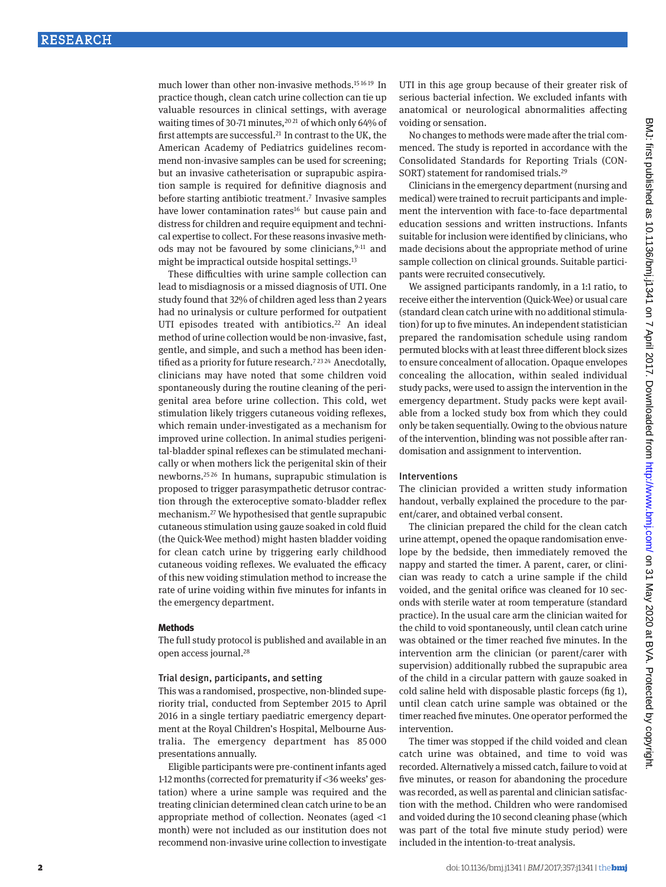much lower than other non-invasive methods.[15 16 19] In practice though, clean catch urine collection can tie up valuable resources in clinical settings, with average waiting times of 30-71 minutes,[20 21] of which only 64% of first attempts are successful.[21] In contrast to the UK, the American Academy of Pediatrics guidelines recommend non-invasive samples can be used for screening; but an invasive catheterisation or suprapubic aspiration sample is required for definitive diagnosis and before starting antibiotic treatment.[7] Invasive samples have lower contamination rates[16] but cause pain and distress for children and require equipment and technical expertise to collect. For these reasons invasive methods may not be favoured by some clinicians,[9-11] and might be impractical outside hospital settings.[13]

These difficulties with urine sample collection can lead to misdiagnosis or a missed diagnosis of UTI. One study found that 32% of children aged less than 2 years had no urinalysis or culture performed for outpatient UTI episodes treated with antibiotics.[22] An ideal method of urine collection would be non-invasive, fast, gentle, and simple, and such a method has been identified as a priority for future research.[7 23 24] Anecdotally, clinicians may have noted that some children void spontaneously during the routine cleaning of the perigenital area before urine collection. This cold, wet stimulation likely triggers cutaneous voiding reflexes, which remain under-investigated as a mechanism for improved urine collection. In animal studies perigenital-bladder spinal reflexes can be stimulated mechanically or when mothers lick the perigenital skin of their newborns.[25 26] In humans, suprapubic stimulation is proposed to trigger parasympathetic detrusor contraction through the exteroceptive somato-bladder reflex mechanism.[27] We hypothesised that gentle suprapubic cutaneous stimulation using gauze soaked in cold fluid (the Quick-Wee method) might hasten bladder voiding for clean catch urine by triggering early childhood cutaneous voiding reflexes. We evaluated the efficacy of this new voiding stimulation method to increase the rate of urine voiding within five minutes for infants in the emergency department.

## Methods

The full study protocol is published and available in an open access journal.[28]

### Trial design, participants, and setting

This was a randomised, prospective, non-blinded superiority trial, conducted from September 2015 to April 2016 in a single tertiary paediatric emergency department at the Royal Children's Hospital, Melbourne Australia. The emergency department has 85 000 presentations annually.

Eligible participants were pre-continent infants aged 1-12 months (corrected for prematurity if <36 weeks' gestation) where a urine sample was required and the treating clinician determined clean catch urine to be an appropriate method of collection. Neonates (aged <1 month) were not included as our institution does not recommend non-invasive urine collection to investigate UTI in this age group because of their greater risk of serious bacterial infection. We excluded infants with anatomical or neurological abnormalities affecting voiding or sensation.

No changes to methods were made after the trial commenced. The study is reported in accordance with the Consolidated Standards for Reporting Trials (CONSORT) statement for randomised trials.[29]

Clinicians in the emergency department (nursing and medical) were trained to recruit participants and implement the intervention with face-to-face departmental education sessions and written instructions. Infants suitable for inclusion were identified by clinicians, who made decisions about the appropriate method of urine sample collection on clinical grounds. Suitable participants were recruited consecutively.

We assigned participants randomly, in a 1:1 ratio, to receive either the intervention (Quick-Wee) or usual care (standard clean catch urine with no additional stimulation) for up to five minutes. An independent statistician prepared the randomisation schedule using random permuted blocks with at least three different block sizes to ensure concealment of allocation. Opaque envelopes concealing the allocation, within sealed individual study packs, were used to assign the intervention in the emergency department. Study packs were kept available from a locked study box from which they could only be taken sequentially. Owing to the obvious nature of the intervention, blinding was not possible after randomisation and assignment to intervention.

### Interventions

The clinician provided a written study information handout, verbally explained the procedure to the parent/carer, and obtained verbal consent.

The clinician prepared the child for the clean catch urine attempt, opened the opaque randomisation envelope by the bedside, then immediately removed the nappy and started the timer. A parent, carer, or clinician was ready to catch a urine sample if the child voided, and the genital orifice was cleaned for 10 seconds with sterile water at room temperature (standard practice). In the usual care arm the clinician waited for the child to void spontaneously, until clean catch urine was obtained or the timer reached five minutes. In the intervention arm the clinician (or parent/carer with supervision) additionally rubbed the suprapubic area of the child in a circular pattern with gauze soaked in cold saline held with disposable plastic forceps (fig 1), until clean catch urine sample was obtained or the timer reached five minutes. One operator performed the intervention.

The timer was stopped if the child voided and clean catch urine was obtained, and time to void was recorded. Alternatively a missed catch, failure to void at five minutes, or reason for abandoning the procedure was recorded, as well as parental and clinician satisfaction with the method. Children who were randomised and voided during the 10 second cleaning phase (which was part of the total five minute study period) were included in the intention-to-treat analysis.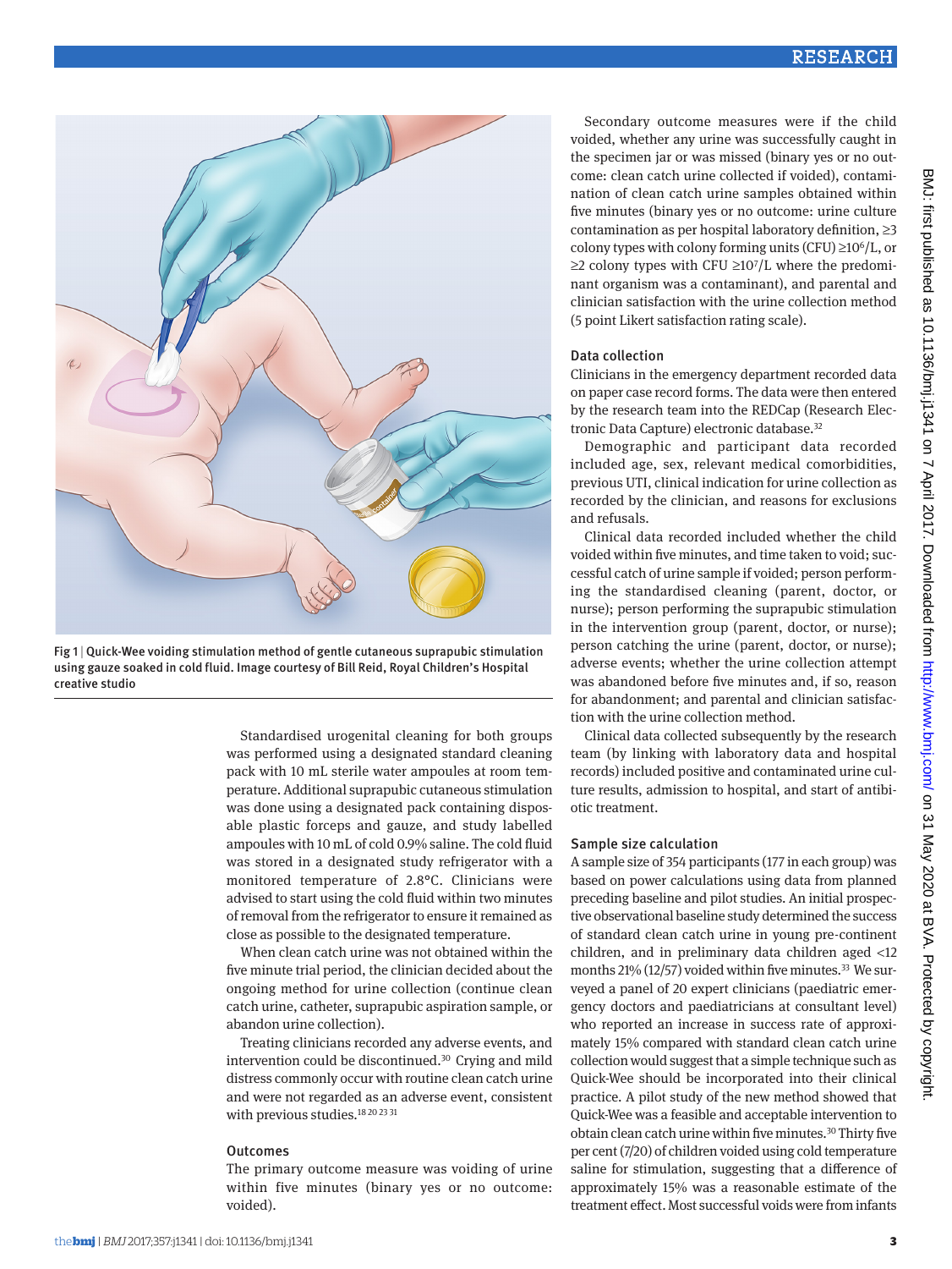Fig 1 | Quick-Wee voiding stimulation method of gentle cutaneous suprapubic stimulation using gauze soaked in cold fluid. Image courtesy of Bill Reid, Royal Children's Hospital creative studio

Standardised urogenital cleaning for both groups was performed using a designated standard cleaning pack with 10 mL sterile water ampoules at room temperature. Additional suprapubic cutaneous stimulation was done using a designated pack containing disposable plastic forceps and gauze, and study labelled ampoules with 10 mL of cold 0.9% saline. The cold fluid was stored in a designated study refrigerator with a monitored temperature of 2.8°C. Clinicians were advised to start using the cold fluid within two minutes of removal from the refrigerator to ensure it remained as close as possible to the designated temperature.

When clean catch urine was not obtained within the five minute trial period, the clinician decided about the ongoing method for urine collection (continue clean catch urine, catheter, suprapubic aspiration sample, or abandon urine collection).

Treating clinicians recorded any adverse events, and intervention could be discontinued.[30] Crying and mild distress commonly occur with routine clean catch urine and were not regarded as an adverse event, consistent with previous studies.[18 20 23 31]

### Outcomes

The primary outcome measure was voiding of urine within five minutes (binary yes or no outcome: voided).

Secondary outcome measures were if the child voided, whether any urine was successfully caught in the specimen jar or was missed (binary yes or no outcome: clean catch urine collected if voided), contamination of clean catch urine samples obtained within five minutes (binary yes or no outcome: urine culture contamination as per hospital laboratory definition, ≥3 colony types with colony forming units (CFU) $\geq 10^6$/L, or ≥2 colony types with CFU $\geq 10^7$/L where the predominant organism was a contaminant), and parental and clinician satisfaction with the urine collection method (5 point Likert satisfaction rating scale).

### Data collection

Clinicians in the emergency department recorded data on paper case record forms. The data were then entered by the research team into the REDCap (Research Electronic Data Capture) electronic database.[32]

Demographic and participant data recorded included age, sex, relevant medical comorbidities, previous UTI, clinical indication for urine collection as recorded by the clinician, and reasons for exclusions and refusals.

Clinical data recorded included whether the child voided within five minutes, and time taken to void; successful catch of urine sample if voided; person performing the standardised cleaning (parent, doctor, or nurse); person performing the suprapubic stimulation in the intervention group (parent, doctor, or nurse); person catching the urine (parent, doctor, or nurse); adverse events; whether the urine collection attempt was abandoned before five minutes and, if so, reason for abandonment; and parental and clinician satisfaction with the urine collection method.

Clinical data collected subsequently by the research team (by linking with laboratory data and hospital records) included positive and contaminated urine culture results, admission to hospital, and start of antibiotic treatment.

### Sample size calculation

A sample size of 354 participants (177 in each group) was based on power calculations using data from planned preceding baseline and pilot studies. An initial prospective observational baseline study determined the success of standard clean catch urine in young pre-continent children, and in preliminary data children aged <12 months 21% (12/57) voided within five minutes.[33] We surveyed a panel of 20 expert clinicians (paediatric emergency doctors and paediatricians at consultant level) who reported an increase in success rate of approximately 15% compared with standard clean catch urine collection would suggest that a simple technique such as Quick-Wee should be incorporated into their clinical practice. A pilot study of the new method showed that Quick-Wee was a feasible and acceptable intervention to obtain clean catch urine within five minutes.[30] Thirty five per cent (7/20) of children voided using cold temperature saline for stimulation, suggesting that a difference of approximately 15% was a reasonable estimate of the treatment effect. Most successful voids were from infants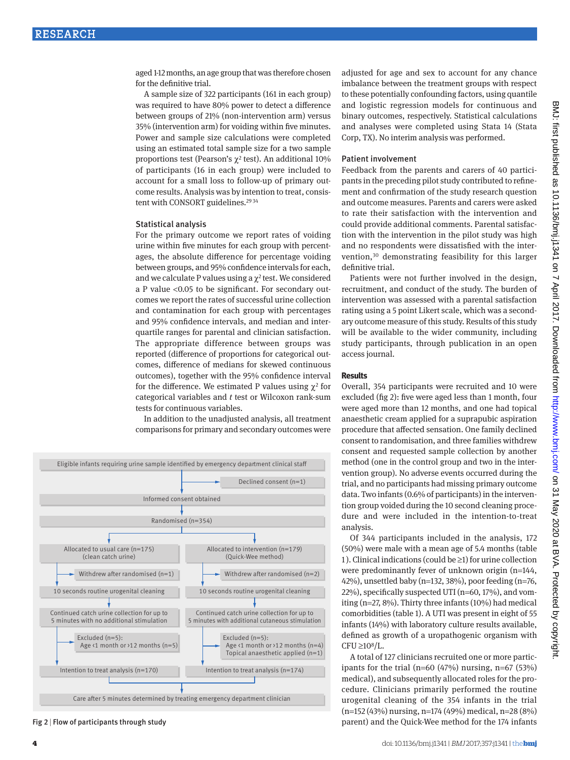aged 1-12 months, an age group that was therefore chosen for the definitive trial.

A sample size of 322 participants (161 in each group) was required to have 80% power to detect a difference between groups of 21% (non-intervention arm) versus 35% (intervention arm) for voiding within five minutes. Power and sample size calculations were completed using an estimated total sample size for a two sample proportions test (Pearson's $\chi^2$ test). An additional 10% of participants (16 in each group) were included to account for a small loss to follow-up of primary outcome results. Analysis was by intention to treat, consistent with CONSORT guidelines.[29,34]

### Statistical analysis

For the primary outcome we report rates of voiding urine within five minutes for each group with percentages, the absolute difference for percentage voiding between groups, and 95% confidence intervals for each, and we calculate P values using a $\chi^2$ test. We considered a P value <0.05 to be significant. For secondary outcomes we report the rates of successful urine collection and contamination for each group with percentages and 95% confidence intervals, and median and interquartile ranges for parental and clinician satisfaction. The appropriate difference between groups was reported (difference of proportions for categorical outcomes, difference of medians for skewed continuous outcomes), together with the 95% confidence interval for the difference. We estimated P values using $\chi^2$ for categorical variables and *t* test or Wilcoxon rank-sum tests for continuous variables.

In addition to the unadjusted analysis, all treatment comparisons for primary and secondary outcomes were adjusted for age and sex to account for any chance imbalance between the treatment groups with respect to these potentially confounding factors, using quantile and logistic regression models for continuous and binary outcomes, respectively. Statistical calculations and analyses were completed using Stata 14 (Stata Corp, TX). No interim analysis was performed.

### Patient involvement

Feedback from the parents and carers of 40 participants in the preceding pilot study contributed to refinement and confirmation of the study research question and outcome measures. Parents and carers were asked to rate their satisfaction with the intervention and could provide additional comments. Parental satisfaction with the intervention in the pilot study was high and no respondents were dissatisfied with the intervention,[30] demonstrating feasibility for this larger definitive trial.

Patients were not further involved in the design, recruitment, and conduct of the study. The burden of intervention was assessed with a parental satisfaction rating using a 5 point Likert scale, which was a secondary outcome measure of this study. Results of this study will be available to the wider community, including study participants, through publication in an open access journal.

## Results

Overall, 354 participants were recruited and 10 were excluded (fig 2): five were aged less than 1 month, four were aged more than 12 months, and one had topical anaesthetic cream applied for a suprapubic aspiration procedure that affected sensation. One family declined consent to randomisation, and three families withdrew consent and requested sample collection by another method (one in the control group and two in the intervention group). No adverse events occurred during the trial, and no participants had missing primary outcome data. Two infants (0.6% of participants) in the intervention group voided during the 10 second cleaning procedure and were included in the intention-to-treat analysis.

Of 344 participants included in the analysis, 172 (50%) were male with a mean age of 5.4 months (table 1). Clinical indications (could be ≥1) for urine collection were predominantly fever of unknown origin (n=144, 42%), unsettled baby (n=132, 38%), poor feeding (n=76, 22%), specifically suspected UTI (n=60, 17%), and vomiting (n=27, 8%). Thirty three infants (10%) had medical comorbidities (table 1). A UTI was present in eight of 55 infants (14%) with laboratory culture results available, defined as growth of a uropathogenic organism with CFU $\geq 10^8$/L.

A total of 127 clinicians recruited one or more participants for the trial (n=60 (47%) nursing, n=67 (53%) medical), and subsequently allocated roles for the procedure. Clinicians primarily performed the routine urogenital cleaning of the 354 infants in the trial (n=152 (43%) nursing, n=174 (49%) medical, n=28 (8%) parent) and the Quick-Wee method for the 174 infants

Eligible infants requiring urine sample identified by emergency department clinical staff
→ Declined consent (n=1)
Informed consent obtained
Randomised (n=354)

| Allocated to usual care (n=175) (clean catch urine) | Allocated to intervention (n=179) (Quick-Wee method) |
|---|---|
| Withdrew after randomised (n=1) | Withdrew after randomised (n=2) |
| 10 seconds routine urogenital cleaning | 10 seconds routine urogenital cleaning |
| Continued catch urine collection for up to 5 minutes with no additional stimulation | Continued catch urine collection for up to 5 minutes with additional cutaneous stimulation |
| Excluded (n=5): Age <1 month or >12 months (n=5) | Excluded (n=5): Age <1 month or >12 months (n=4); Topical anaesthetic applied (n=1) |
| Intention to treat analysis (n=170) | Intention to treat analysis (n=174) |

Care after 5 minutes determined by treating emergency department clinician

Fig 2 | Flow of participants through study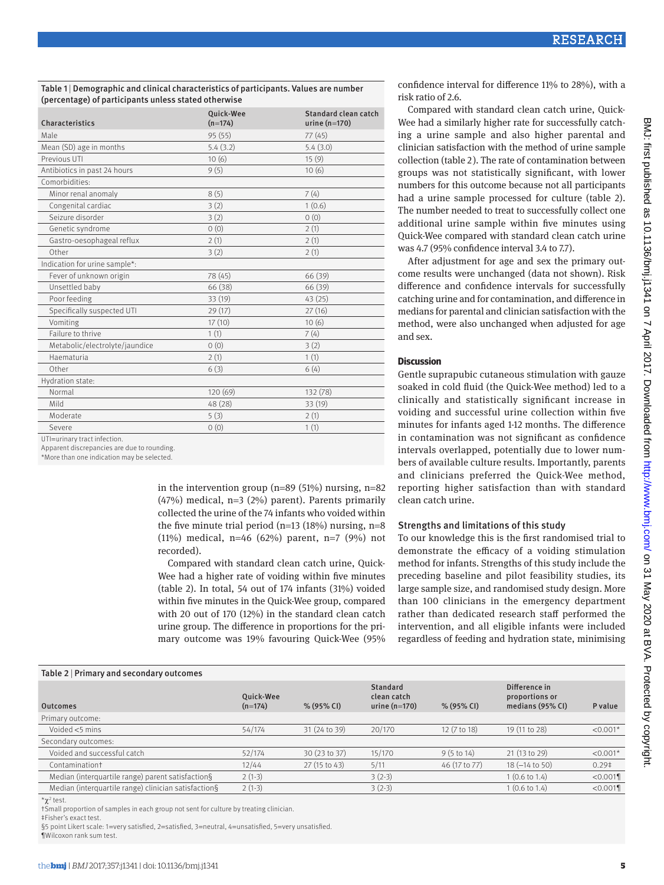Table 1 | Demographic and clinical characteristics of participants. Values are number (percentage) of participants unless stated otherwise

| Characteristics | Quick-Wee (n=174) | Standard clean catch urine (n=170) |
|---|---|---|
| Male | 95 (55) | 77 (45) |
| Mean (SD) age in months | 5.4 (3.2) | 5.4 (3.0) |
| Previous UTI | 10 (6) | 15 (9) |
| Antibiotics in past 24 hours | 9 (5) | 10 (6) |
| Comorbidities: | | |
| Minor renal anomaly | 8 (5) | 7 (4) |
| Congenital cardiac | 3 (2) | 1 (0.6) |
| Seizure disorder | 3 (2) | 0 (0) |
| Genetic syndrome | 0 (0) | 2 (1) |
| Gastro-oesophageal reflux | 2 (1) | 2 (1) |
| Other | 3 (2) | 2 (1) |
| Indication for urine sample*: | | |
| Fever of unknown origin | 78 (45) | 66 (39) |
| Unsettled baby | 66 (38) | 66 (39) |
| Poor feeding | 33 (19) | 43 (25) |
| Specifically suspected UTI | 29 (17) | 27 (16) |
| Vomiting | 17 (10) | 10 (6) |
| Failure to thrive | 1 (1) | 7 (4) |
| Metabolic/electrolyte/jaundice | 0 (0) | 3 (2) |
| Haematuria | 2 (1) | 1 (1) |
| Other | 6 (3) | 6 (4) |
| Hydration state: | | |
| Normal | 120 (69) | 132 (78) |
| Mild | 48 (28) | 33 (19) |
| Moderate | 5 (3) | 2 (1) |
| Severe | 0 (0) | 1 (1) |

UTI=urinary tract infection.
Apparent discrepancies are due to rounding.
*More than one indication may be selected.

in the intervention group (n=89 (51%) nursing, n=82 (47%) medical, n=3 (2%) parent). Parents primarily collected the urine of the 74 infants who voided within the five minute trial period (n=13 (18%) nursing, n=8 (11%) medical, n=46 (62%) parent, n=7 (9%) not recorded).

Compared with standard clean catch urine, Quick-Wee had a higher rate of voiding within five minutes (table 2). In total, 54 out of 174 infants (31%) voided within five minutes in the Quick-Wee group, compared with 20 out of 170 (12%) in the standard clean catch urine group. The difference in proportions for the primary outcome was 19% favouring Quick-Wee (95% confidence interval for difference 11% to 28%), with a risk ratio of 2.6.

Compared with standard clean catch urine, Quick-Wee had a similarly higher rate for successfully catching a urine sample and also higher parental and clinician satisfaction with the method of urine sample collection (table 2). The rate of contamination between groups was not statistically significant, with lower numbers for this outcome because not all participants had a urine sample processed for culture (table 2). The number needed to treat to successfully collect one additional urine sample within five minutes using Quick-Wee compared with standard clean catch urine was 4.7 (95% confidence interval 3.4 to 7.7).

After adjustment for age and sex the primary outcome results were unchanged (data not shown). Risk difference and confidence intervals for successfully catching urine and for contamination, and difference in medians for parental and clinician satisfaction with the method, were also unchanged when adjusted for age and sex.

## Discussion

Gentle suprapubic cutaneous stimulation with gauze soaked in cold fluid (the Quick-Wee method) led to a clinically and statistically significant increase in voiding and successful urine collection within five minutes for infants aged 1-12 months. The difference in contamination was not significant as confidence intervals overlapped, potentially due to lower numbers of available culture results. Importantly, parents and clinicians preferred the Quick-Wee method, reporting higher satisfaction than with standard clean catch urine.

### Strengths and limitations of this study

To our knowledge this is the first randomised trial to demonstrate the efficacy of a voiding stimulation method for infants. Strengths of this study include the preceding baseline and pilot feasibility studies, its large sample size, and randomised study design. More than 100 clinicians in the emergency department rather than dedicated research staff performed the intervention, and all eligible infants were included regardless of feeding and hydration state, minimising

Table 2 | Primary and secondary outcomes

| Outcomes | Quick-Wee (n=174) | % (95% CI) | Standard clean catch urine (n=170) | % (95% CI) | Difference in proportions or medians (95% CI) | P value |
|---|---|---|---|---|---|---|
| Primary outcome: | | | | | | |
| Voided <5 mins | 54/174 | 31 (24 to 39) | 20/170 | 12 (7 to 18) | 19 (11 to 28) | <0.001* |
| Secondary outcomes: | | | | | | |
| Voided and successful catch | 52/174 | 30 (23 to 37) | 15/170 | 9 (5 to 14) | 21 (13 to 29) | <0.001* |
| Contamination† | 12/44 | 27 (15 to 43) | 5/11 | 46 (17 to 77) | 18 (−14 to 50) | 0.29‡ |
| Median (interquartile range) parent satisfaction§ | 2 (1-3) | | 3 (2-3) | | 1 (0.6 to 1.4) | <0.001¶ |
| Median (interquartile range) clinician satisfaction§ | 2 (1-3) | | 3 (2-3) | | 1 (0.6 to 1.4) | <0.001¶ |

*$\chi^2$ test.
†Small proportion of samples in each group not sent for culture by treating clinician.
‡Fisher's exact test.
§5 point Likert scale: 1=very satisfied, 2=satisfied, 3=neutral, 4=unsatisfied, 5=very unsatisfied.
¶Wilcoxon rank sum test.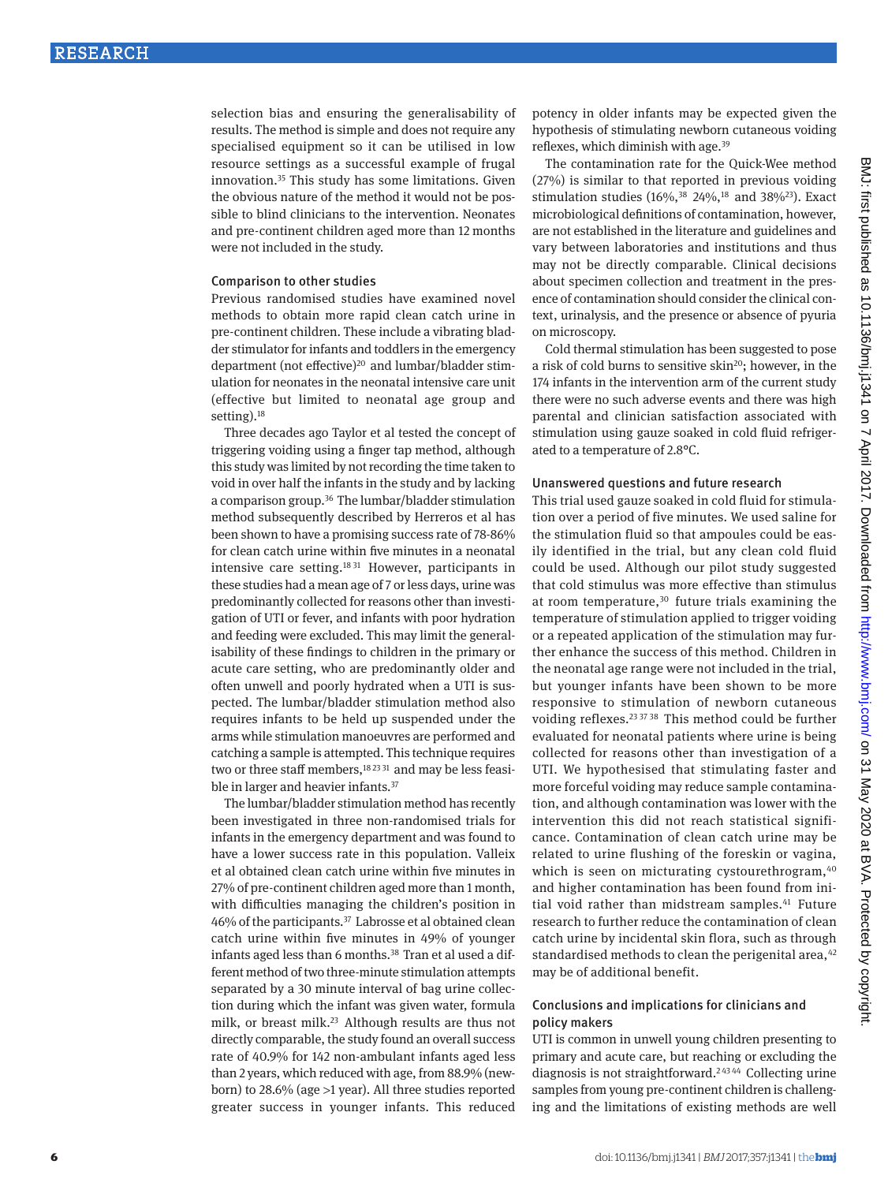selection bias and ensuring the generalisability of results. The method is simple and does not require any specialised equipment so it can be utilised in low resource settings as a successful example of frugal innovation.[35] This study has some limitations. Given the obvious nature of the method it would not be possible to blind clinicians to the intervention. Neonates and pre-continent children aged more than 12 months were not included in the study.

### Comparison to other studies

Previous randomised studies have examined novel methods to obtain more rapid clean catch urine in pre-continent children. These include a vibrating bladder stimulator for infants and toddlers in the emergency department (not effective)[20] and lumbar/bladder stimulation for neonates in the neonatal intensive care unit (effective but limited to neonatal age group and setting).[18]

Three decades ago Taylor et al tested the concept of triggering voiding using a finger tap method, although this study was limited by not recording the time taken to void in over half the infants in the study and by lacking a comparison group.[36] The lumbar/bladder stimulation method subsequently described by Herreros et al has been shown to have a promising success rate of 78-86% for clean catch urine within five minutes in a neonatal intensive care setting.[18 31] However, participants in these studies had a mean age of 7 or less days, urine was predominantly collected for reasons other than investigation of UTI or fever, and infants with poor hydration and feeding were excluded. This may limit the generalisability of these findings to children in the primary or acute care setting, who are predominantly older and often unwell and poorly hydrated when a UTI is suspected. The lumbar/bladder stimulation method also requires infants to be held up suspended under the arms while stimulation manoeuvres are performed and catching a sample is attempted. This technique requires two or three staff members,[18 23 31] and may be less feasible in larger and heavier infants.[37]

The lumbar/bladder stimulation method has recently been investigated in three non-randomised trials for infants in the emergency department and was found to have a lower success rate in this population. Valleix et al obtained clean catch urine within five minutes in 27% of pre-continent children aged more than 1 month, with difficulties managing the children's position in 46% of the participants.[37] Labrosse et al obtained clean catch urine within five minutes in 49% of younger infants aged less than 6 months.[38] Tran et al used a different method of two three-minute stimulation attempts separated by a 30 minute interval of bag urine collection during which the infant was given water, formula milk, or breast milk.[23] Although results are thus not directly comparable, the study found an overall success rate of 40.9% for 142 non-ambulant infants aged less than 2 years, which reduced with age, from 88.9% (newborn) to 28.6% (age >1 year). All three studies reported greater success in younger infants. This reduced potency in older infants may be expected given the hypothesis of stimulating newborn cutaneous voiding reflexes, which diminish with age.[39]

The contamination rate for the Quick-Wee method (27%) is similar to that reported in previous voiding stimulation studies (16%,[38] 24%,[18] and 38%[23]). Exact microbiological definitions of contamination, however, are not established in the literature and guidelines and vary between laboratories and institutions and thus may not be directly comparable. Clinical decisions about specimen collection and treatment in the presence of contamination should consider the clinical context, urinalysis, and the presence or absence of pyuria on microscopy.

Cold thermal stimulation has been suggested to pose a risk of cold burns to sensitive skin[20]; however, in the 174 infants in the intervention arm of the current study there were no such adverse events and there was high parental and clinician satisfaction associated with stimulation using gauze soaked in cold fluid refrigerated to a temperature of 2.8°C.

### Unanswered questions and future research

This trial used gauze soaked in cold fluid for stimulation over a period of five minutes. We used saline for the stimulation fluid so that ampoules could be easily identified in the trial, but any clean cold fluid could be used. Although our pilot study suggested that cold stimulus was more effective than stimulus at room temperature,[30] future trials examining the temperature of stimulation applied to trigger voiding or a repeated application of the stimulation may further enhance the success of this method. Children in the neonatal age range were not included in the trial, but younger infants have been shown to be more responsive to stimulation of newborn cutaneous voiding reflexes.[23 37 38] This method could be further evaluated for neonatal patients where urine is being collected for reasons other than investigation of a UTI. We hypothesised that stimulating faster and more forceful voiding may reduce sample contamination, and although contamination was lower with the intervention this did not reach statistical significance. Contamination of clean catch urine may be related to urine flushing of the foreskin or vagina, which is seen on micturating cystourethrogram,[40] and higher contamination has been found from initial void rather than midstream samples.[41] Future research to further reduce the contamination of clean catch urine by incidental skin flora, such as through standardised methods to clean the perigenital area,[42] may be of additional benefit.

### Conclusions and implications for clinicians and policy makers

UTI is common in unwell young children presenting to primary and acute care, but reaching or excluding the diagnosis is not straightforward.[2 43 44] Collecting urine samples from young pre-continent children is challenging and the limitations of existing methods are well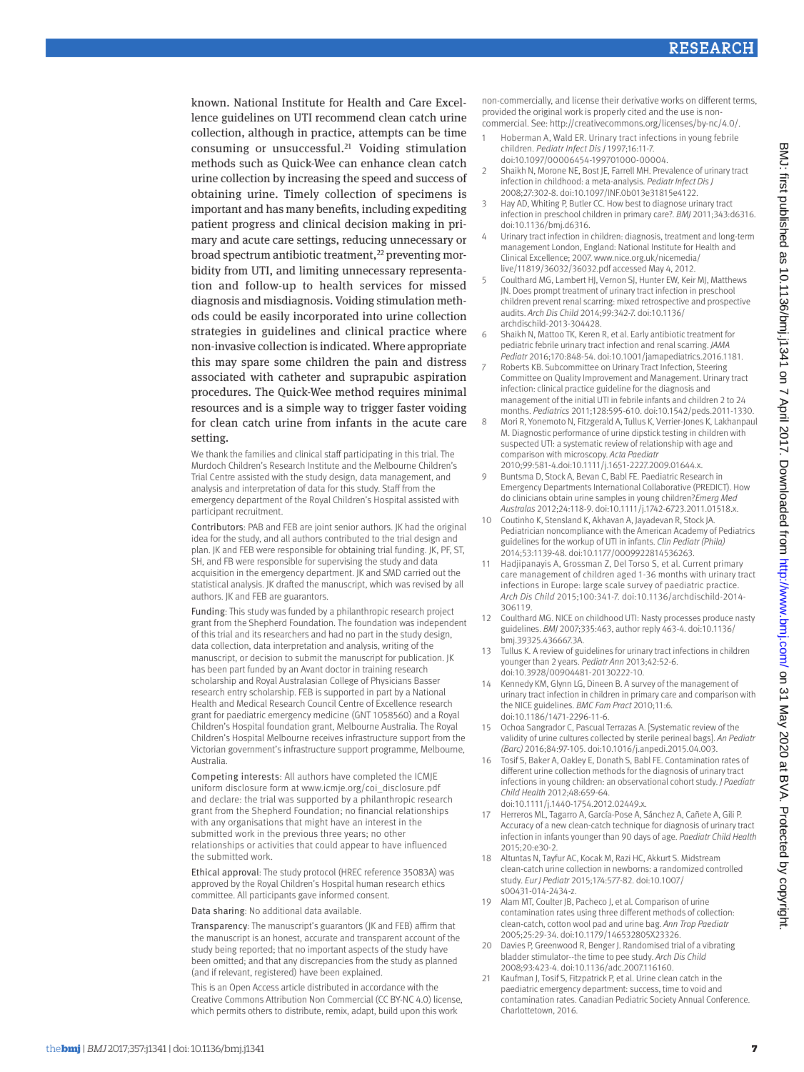known. National Institute for Health and Care Excellence guidelines on UTI recommend clean catch urine collection, although in practice, attempts can be time consuming or unsuccessful.[21] Voiding stimulation methods such as Quick-Wee can enhance clean catch urine collection by increasing the speed and success of obtaining urine. Timely collection of specimens is important and has many benefits, including expediting patient progress and clinical decision making in primary and acute care settings, reducing unnecessary or broad spectrum antibiotic treatment,[22] preventing morbidity from UTI, and limiting unnecessary representation and follow-up to health services for missed diagnosis and misdiagnosis. Voiding stimulation methods could be easily incorporated into urine collection strategies in guidelines and clinical practice where non-invasive collection is indicated. Where appropriate this may spare some children the pain and distress associated with catheter and suprapubic aspiration procedures. The Quick-Wee method requires minimal resources and is a simple way to trigger faster voiding for clean catch urine from infants in the acute care setting.

We thank the families and clinical staff participating in this trial. The Murdoch Children's Research Institute and the Melbourne Children's Trial Centre assisted with the study design, data management, and analysis and interpretation of data for this study. Staff from the emergency department of the Royal Children's Hospital assisted with participant recruitment.

Contributors: PAB and FEB are joint senior authors. JK had the original idea for the study, and all authors contributed to the trial design and plan. JK and FEB were responsible for obtaining trial funding. JK, PF, ST, SH, and FB were responsible for supervising the study and data acquisition in the emergency department. JK and SMD carried out the statistical analysis. JK drafted the manuscript, which was revised by all authors. JK and FEB are guarantors.

Funding: This study was funded by a philanthropic research project grant from the Shepherd Foundation. The foundation was independent of this trial and its researchers and had no part in the study design, data collection, data interpretation and analysis, writing of the manuscript, or decision to submit the manuscript for publication. JK has been part funded by an Avant doctor in training research scholarship and Royal Australasian College of Physicians Basser research entry scholarship. FEB is supported in part by a National Health and Medical Research Council Centre of Excellence research grant for paediatric emergency medicine (GNT 1058560) and a Royal Children's Hospital foundation grant, Melbourne Australia. The Royal Children's Hospital Melbourne receives infrastructure support from the Victorian government's infrastructure support programme, Melbourne, Australia.

Competing interests: All authors have completed the ICMJE uniform disclosure form at www.icmje.org/coi_disclosure.pdf and declare: the trial was supported by a philanthropic research grant from the Shepherd Foundation; no financial relationships with any organisations that might have an interest in the submitted work in the previous three years; no other relationships or activities that could appear to have influenced the submitted work.

Ethical approval: The study protocol (HREC reference 35083A) was approved by the Royal Children's Hospital human research ethics committee. All participants gave informed consent.

Data sharing: No additional data available.

Transparency: The manuscript's guarantors (JK and FEB) affirm that the manuscript is an honest, accurate and transparent account of the study being reported; that no important aspects of the study have been omitted; and that any discrepancies from the study as planned (and if relevant, registered) have been explained.

This is an Open Access article distributed in accordance with the Creative Commons Attribution Non Commercial (CC BY-NC 4.0) license, which permits others to distribute, remix, adapt, build upon this work non-commercially, and license their derivative works on different terms, provided the original work is properly cited and the use is non-commercial. See: http://creativecommons.org/licenses/by-nc/4.0/.

1. Hoberman A, Wald ER. Urinary tract infections in young febrile children. *Pediatr Infect Dis J* 1997;16:11-7. doi:10.1097/00006454-199701000-00004.
2. Shaikh N, Morone NE, Bost JE, Farrell MH. Prevalence of urinary tract infection in childhood: a meta-analysis. *Pediatr Infect Dis J* 2008;27:302-8. doi:10.1097/INF.0b013e31815e4122.
3. Hay AD, Whiting P, Butler CC. How best to diagnose urinary tract infection in preschool children in primary care?. *BMJ* 2011;343:d6316. doi:10.1136/bmj.d6316.
4. Urinary tract infection in children: diagnosis, treatment and long-term management London, England: National Institute for Health and Clinical Excellence; 2007. www.nice.org.uk/nicemedia/live/11819/36032/36032.pdf accessed May 4, 2012.
5. Coulthard MG, Lambert HJ, Vernon SJ, Hunter EW, Keir MJ, Matthews JN. Does prompt treatment of urinary tract infection in preschool children prevent renal scarring: mixed retrospective and prospective audits. *Arch Dis Child* 2014;99:342-7. doi:10.1136/archdischild-2013-304428.
6. Shaikh N, Mattoo TK, Keren R, et al. Early antibiotic treatment for pediatric febrile urinary tract infection and renal scarring. *JAMA Pediatr* 2016;170:848-54. doi:10.1001/jamapediatrics.2016.1181.
7. Roberts KB. Subcommittee on Urinary Tract Infection, Steering Committee on Quality Improvement and Management. Urinary tract infection: clinical practice guideline for the diagnosis and management of the initial UTI in febrile infants and children 2 to 24 months. *Pediatrics* 2011;128:595-610. doi:10.1542/peds.2011-1330.
8. Mori R, Yonemoto N, Fitzgerald A, Tullus K, Verrier-Jones K, Lakhanpaul M. Diagnostic performance of urine dipstick testing in children with suspected UTI: a systematic review of relationship with age and comparison with microscopy. *Acta Paediatr* 2010;99:581-4. doi:10.1111/j.1651-2227.2009.01644.x.
9. Buntsma D, Stock A, Bevan C, Babl FE. Paediatric Research in Emergency Departments International Collaborative (PREDICT). How do clinicians obtain urine samples in young children?*Emerg Med Australas* 2012;24:118-9. doi:10.1111/j.1742-6723.2011.01518.x.
10. Coutinho K, Stensland K, Akhavan A, Jayadevan R, Stock JA. Pediatrician noncompliance with the American Academy of Pediatrics guidelines for the workup of UTI in infants. *Clin Pediatr (Phila)* 2014;53:1139-48. doi:10.1177/0009922814536263.
11. Hadjipanayis A, Grossman Z, Del Torso S, et al. Current primary care management of children aged 1-36 months with urinary tract infections in Europe: large scale survey of paediatric practice. *Arch Dis Child* 2015;100:341-7. doi:10.1136/archdischild-2014-306119.
12. Coulthard MG. NICE on childhood UTI: Nasty processes produce nasty guidelines. *BMJ* 2007;335:463, author reply 463-4. doi:10.1136/bmj.39325.436667.3A.
13. Tullus K. A review of guidelines for urinary tract infections in children younger than 2 years. *Pediatr Ann* 2013;42:52-6. doi:10.3928/00904481-20130222-10.
14. Kennedy KM, Glynn LG, Dineen B. A survey of the management of urinary tract infection in children in primary care and comparison with the NICE guidelines. *BMC Fam Pract* 2010;11:6. doi:10.1186/1471-2296-11-6.
15. Ochoa Sangrador C, Pascual Terrazas A. [Systematic review of the validity of urine cultures collected by sterile perineal bags]. *An Pediatr (Barc)* 2016;84:97-105. doi:10.1016/j.anpedi.2015.04.003.
16. Tosif S, Baker A, Oakley E, Donath S, Babl FE. Contamination rates of different urine collection methods for the diagnosis of urinary tract infections in young children: an observational cohort study. *J Paediatr Child Health* 2012;48:659-64. doi:10.1111/j.1440-1754.2012.02449.x.
17. Herreros ML, Tagarro A, García-Pose A, Sánchez A, Cañete A, Gili P. Accuracy of a new clean-catch technique for diagnosis of urinary tract infection in infants younger than 90 days of age. *Paediatr Child Health* 2015;20:e30-2.
18. Altuntas N, Tayfur AC, Kocak M, Razi HC, Akkurt S. Midstream clean-catch urine collection in newborns: a randomized controlled study. *Eur J Pediatr* 2015;174:577-82. doi:10.1007/s00431-014-2434-z.
19. Alam MT, Coulter JB, Pacheco J, et al. Comparison of urine contamination rates using three different methods of collection: clean-catch, cotton wool pad and urine bag. *Ann Trop Paediatr* 2005;25:29-34. doi:10.1179/146532805X23326.
20. Davies P, Greenwood R, Benger J. Randomised trial of a vibrating bladder stimulator--the time to pee study. *Arch Dis Child* 2008;93:423-4. doi:10.1136/adc.2007.116160.
21. Kaufman J, Tosif S, Fitzpatrick P, et al. Urine clean catch in the paediatric emergency department: success, time to void and contamination rates. Canadian Pediatric Society Annual Conference. Charlottetown, 2016.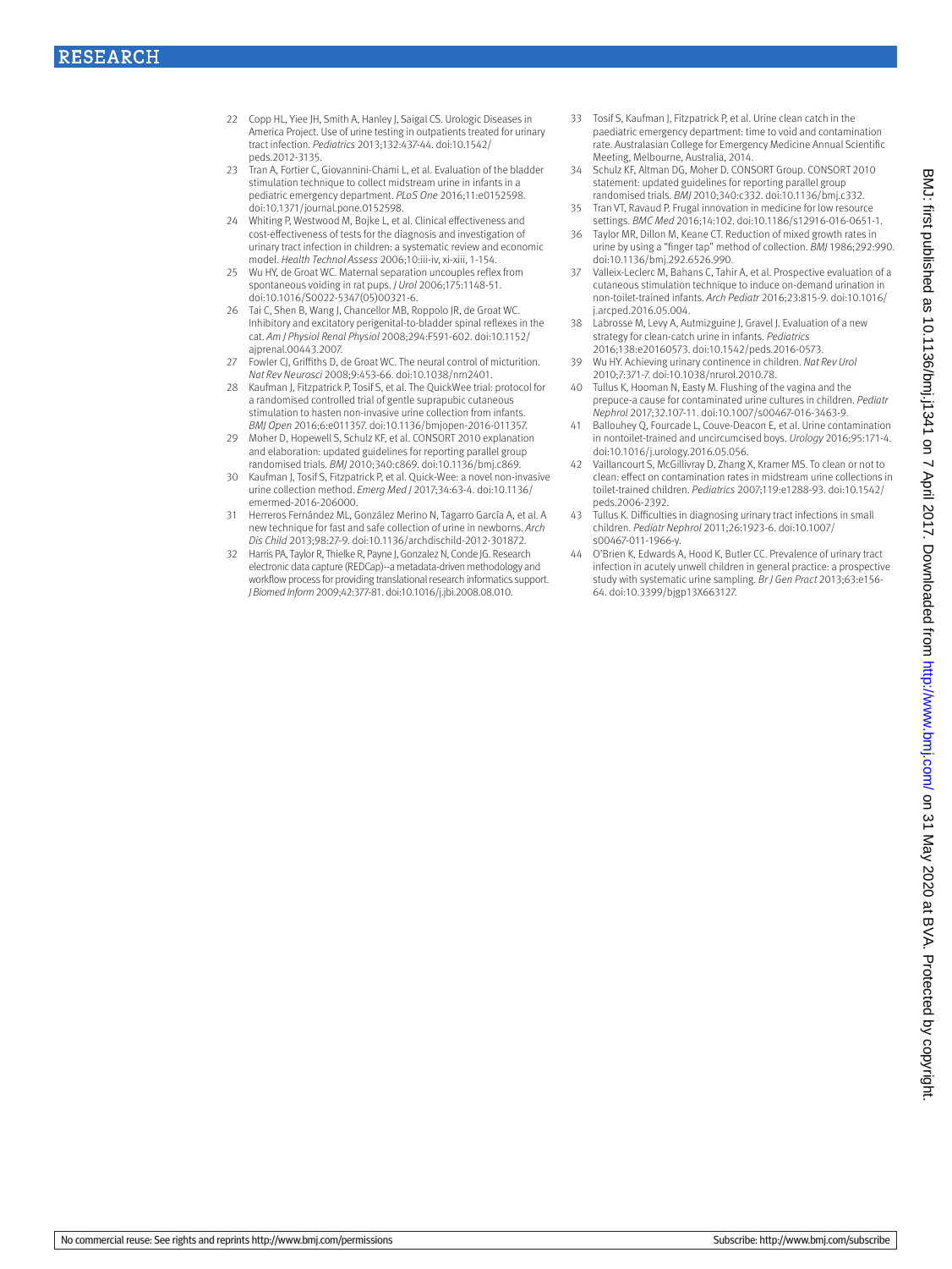22 Copp HL, Yiee JH, Smith A, Hanley J, Saigal CS. Urologic Diseases in America Project. Use of urine testing in outpatients treated for urinary tract infection. *Pediatrics* 2013;132:437-44. doi:10.1542/peds.2012-3135.

23 Tran A, Fortier C, Giovannini-Chami L, et al. Evaluation of the bladder stimulation technique to collect midstream urine in infants in a pediatric emergency department. *PLoS One* 2016;11:e0152598. doi:10.1371/journal.pone.0152598.

24 Whiting P, Westwood M, Bojke L, et al. Clinical effectiveness and cost-effectiveness of tests for the diagnosis and investigation of urinary tract infection in children: a systematic review and economic model. *Health Technol Assess* 2006;10:iii-iv, xi-xiii, 1-154.

25 Wu HY, de Groat WC. Maternal separation uncouples reflex from spontaneous voiding in rat pups. *J Urol* 2006;175:1148-51. doi:10.1016/S0022-5347(05)00321-6.

26 Tai C, Shen B, Wang J, Chancellor MB, Roppolo JR, de Groat WC. Inhibitory and excitatory perigenital-to-bladder spinal reflexes in the cat. *Am J Physiol Renal Physiol* 2008;294:F591-602. doi:10.1152/ajprenal.00443.2007.

27 Fowler CJ, Griffiths D, de Groat WC. The neural control of micturition. *Nat Rev Neurosci* 2008;9:453-66. doi:10.1038/nrn2401.

28 Kaufman J, Fitzpatrick P, Tosif S, et al. The QuickWee trial: protocol for a randomised controlled trial of gentle suprapubic cutaneous stimulation to hasten non-invasive urine collection from infants. *BMJ Open* 2016;6:e011357. doi:10.1136/bmjopen-2016-011357.

29 Moher D, Hopewell S, Schulz KF, et al. CONSORT 2010 explanation and elaboration: updated guidelines for reporting parallel group randomised trials. *BMJ* 2010;340:c869. doi:10.1136/bmj.c869.

30 Kaufman J, Tosif S, Fitzpatrick P, et al. Quick-Wee: a novel non-invasive urine collection method. *Emerg Med J* 2017;34:63-4. doi:10.1136/emermed-2016-206000.

31 Herreros Fernández ML, González Merino N, Tagarro García A, et al. A new technique for fast and safe collection of urine in newborns. *Arch Dis Child* 2013;98:27-9. doi:10.1136/archdischild-2012-301872.

32 Harris PA, Taylor R, Thielke R, Payne J, Gonzalez N, Conde JG. Research electronic data capture (REDCap)--a metadata-driven methodology and workflow process for providing translational research informatics support. *J Biomed Inform* 2009;42:377-81. doi:10.1016/j.jbi.2008.08.010.

33 Tosif S, Kaufman J, Fitzpatrick P, et al. Urine clean catch in the paediatric emergency department: time to void and contamination rate. Australasian College for Emergency Medicine Annual Scientific Meeting, Melbourne, Australia, 2014.

34 Schulz KF, Altman DG, Moher D. CONSORT Group. CONSORT 2010 statement: updated guidelines for reporting parallel group randomised trials. *BMJ* 2010;340:c332. doi:10.1136/bmj.c332.

35 Tran VT, Ravaud P. Frugal innovation in medicine for low resource settings. *BMC Med* 2016;14:102. doi:10.1186/s12916-016-0651-1.

36 Taylor MR, Dillon M, Keane CT. Reduction of mixed growth rates in urine by using a "finger tap" method of collection. *BMJ* 1986;292:990. doi:10.1136/bmj.292.6526.990.

37 Valleix-Leclerc M, Bahans C, Tahir A, et al. Prospective evaluation of a cutaneous stimulation technique to induce on-demand urination in non-toilet-trained infants. *Arch Pediatr* 2016;23:815-9. doi:10.1016/j.arcped.2016.05.004.

38 Labrosse M, Levy A, Autmizguine J, Gravel J. Evaluation of a new strategy for clean-catch urine in infants. *Pediatrics* 2016;138:e20160573. doi:10.1542/peds.2016-0573.

39 Wu HY. Achieving urinary continence in children. *Nat Rev Urol* 2010;7:371-7. doi:10.1038/nrurol.2010.78.

40 Tullus K, Hooman N, Easty M. Flushing of the vagina and the prepuce-a cause for contaminated urine cultures in children. *Pediatr Nephrol* 2017;32.107-11. doi:10.1007/s00467-016-3463-9.

41 Ballouhey Q, Fourcade L, Couve-Deacon E, et al. Urine contamination in nontoilet-trained and uncircumcised boys. *Urology* 2016;95:171-4. doi:10.1016/j.urology.2016.05.056.

42 Vaillancourt S, McGillivray D, Zhang X, Kramer MS. To clean or not to clean: effect on contamination rates in midstream urine collections in toilet-trained children. *Pediatrics* 2007;119:e1288-93. doi:10.1542/peds.2006-2392.

43 Tullus K. Difficulties in diagnosing urinary tract infections in small children. *Pediatr Nephrol* 2011;26:1923-6. doi:10.1007/s00467-011-1966-y.

44 O'Brien K, Edwards A, Hood K, Butler CC. Prevalence of urinary tract infection in acutely unwell children in general practice: a prospective study with systematic urine sampling. *Br J Gen Pract* 2013;63:e156-64. doi:10.3399/bjgp13X663127.